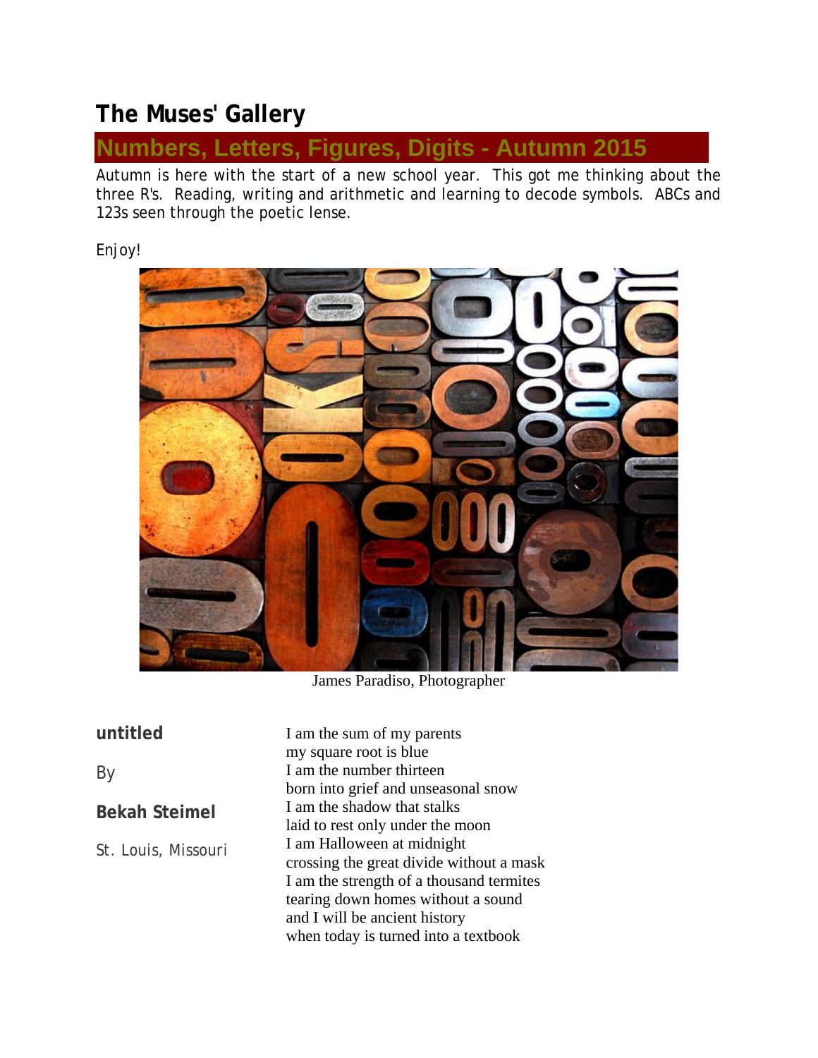# The Muses' Gallery

## Numbers, Letters, Figures, Digits - Autumn 2015

Autumn is here with the start of a new school year. This got me thinking about the three R's. Reading, writing and arithmetic and learning to decode symbols. ABCs and 123s seen through the poetic lense.

Enjoy!

James Paradiso, Photographer

### untitled

By

**Bekah Steimel**

St. Louis, Missouri

I am the sum of my parents
my square root is blue
I am the number thirteen
born into grief and unseasonal snow
I am the shadow that stalks
laid to rest only under the moon
I am Halloween at midnight
crossing the great divide without a mask
I am the strength of a thousand termites
tearing down homes without a sound
and I will be ancient history
when today is turned into a textbook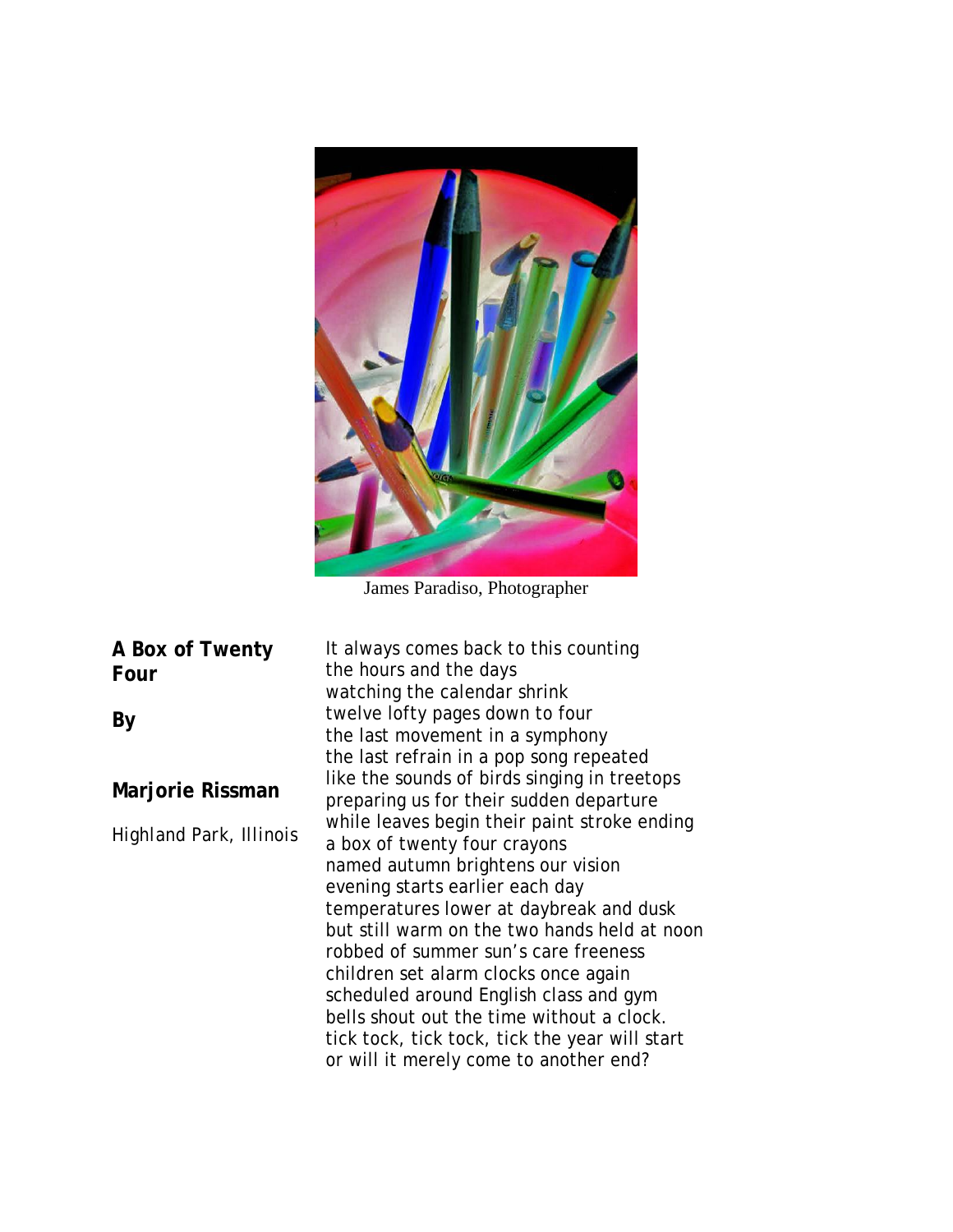James Paradiso, Photographer

## A Box of Twenty Four

**By**

**Marjorie Rissman**

*Highland Park, Illinois*

It always comes back to this counting
the hours and the days
watching the calendar shrink
twelve lofty pages down to four
the last movement in a symphony
the last refrain in a pop song repeated
like the sounds of birds singing in treetops
preparing us for their sudden departure
while leaves begin their paint stroke ending
a box of twenty four crayons
named autumn brightens our vision
evening starts earlier each day
temperatures lower at daybreak and dusk
but still warm on the two hands held at noon
robbed of summer sun's care freeness
children set alarm clocks once again
scheduled around English class and gym
bells shout out the time without a clock.
tick tock, tick tock, tick the year will start
or will it merely come to another end?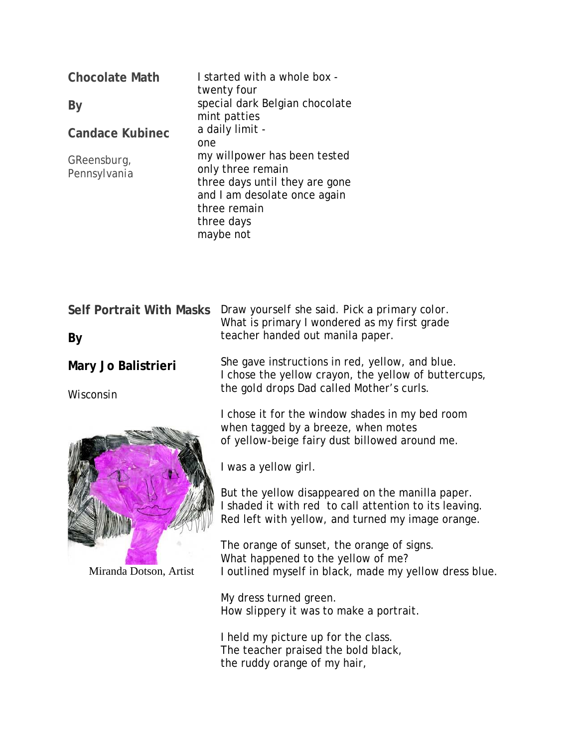## Chocolate Math

**By**

**Candace Kubinec**

GReensburg, Pennsylvania

I started with a whole box -
twenty four
special dark Belgian chocolate
mint patties
a daily limit -
one
my willpower has been tested
only three remain
three days until they are gone
and I am desolate once again
three remain
three days
maybe not

## Self Portrait With Masks

**By**

**Mary Jo Balistrieri**

Wisconsin

Miranda Dotson, Artist

Draw yourself she said. Pick a primary color.
What is primary I wondered as my first grade
teacher handed out manila paper.

She gave instructions in red, yellow, and blue.
I chose the yellow crayon, the yellow of buttercups,
the gold drops Dad called Mother's curls.

I chose it for the window shades in my bed room
when tagged by a breeze, when motes
of yellow-beige fairy dust billowed around me.

I was a yellow girl.

But the yellow disappeared on the manilla paper.
I shaded it with red to call attention to its leaving.
Red left with yellow, and turned my image orange.

The orange of sunset, the orange of signs.
What happened to the yellow of me?
I outlined myself in black, made my yellow dress blue.

My dress turned green.
How slippery it was to make a portrait.

I held my picture up for the class.
The teacher praised the bold black,
the ruddy orange of my hair,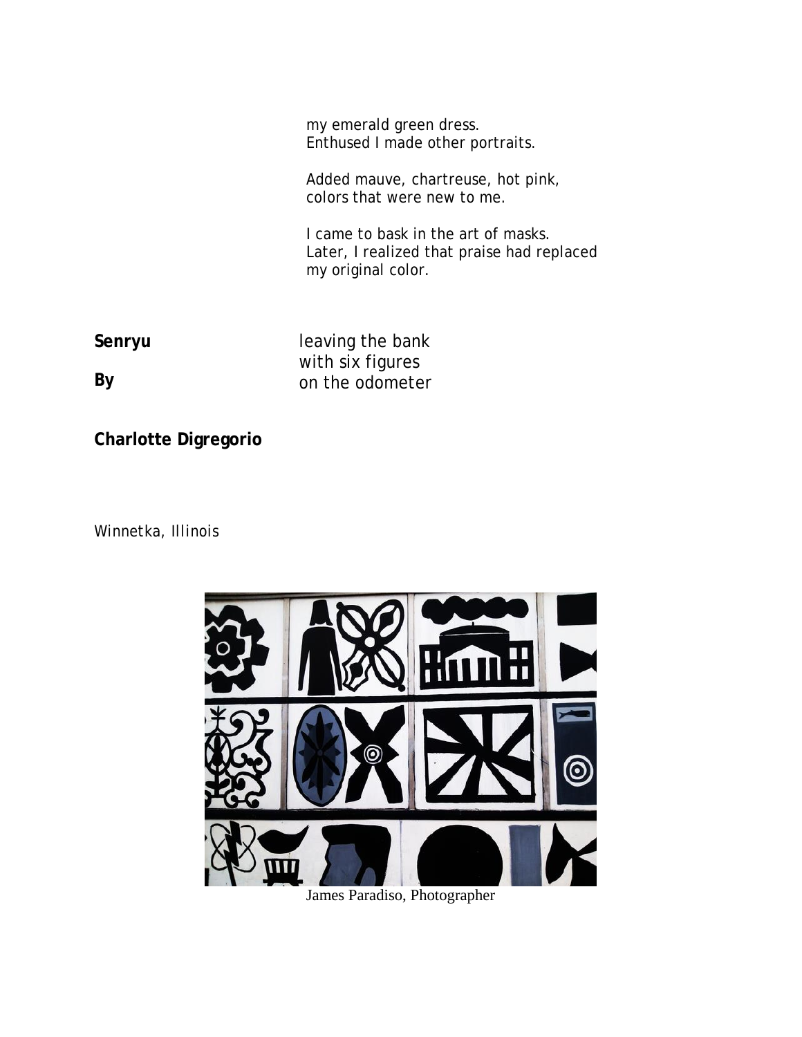my emerald green dress.
Enthused I made other portraits.

Added mauve, chartreuse, hot pink,
colors that were new to me.

I came to bask in the art of masks.
Later, I realized that praise had replaced
my original color.

**Senryu**

**By**

**Charlotte Digregorio**

*Winnetka, Illinois*

leaving the bank
with six figures
on the odometer

James Paradiso, Photographer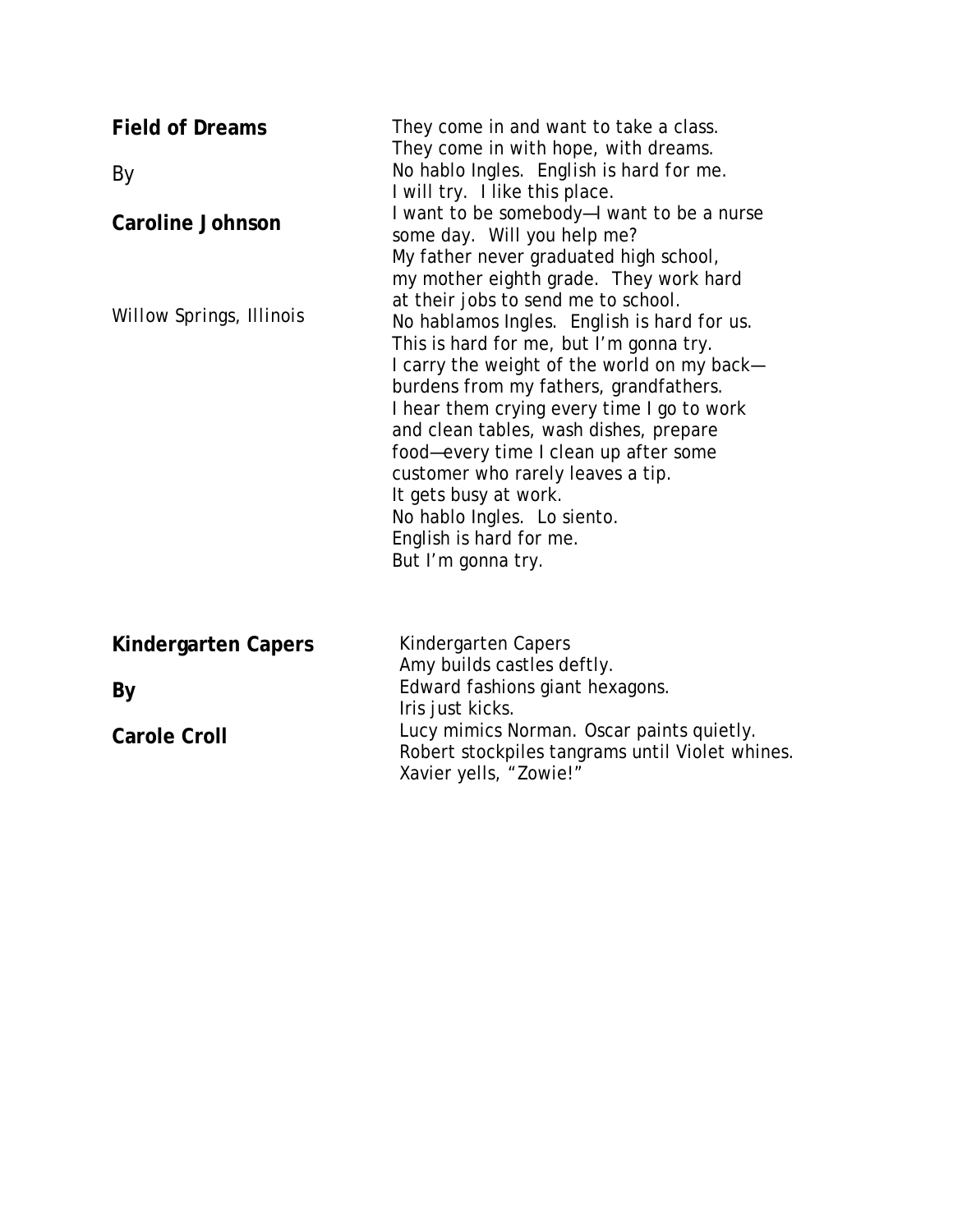## Field of Dreams

By

**Caroline Johnson**

*Willow Springs, Illinois*

They come in and want to take a class.
They come in with hope, with dreams.
No hablo Ingles. English is hard for me.
I will try. I like this place.
I want to be somebody—I want to be a nurse
some day. Will you help me?
My father never graduated high school,
my mother eighth grade. They work hard
at their jobs to send me to school.
No hablamos Ingles. English is hard for us.
This is hard for me, but I'm gonna try.
I carry the weight of the world on my back—
burdens from my fathers, grandfathers.
I hear them crying every time I go to work
and clean tables, wash dishes, prepare
food—every time I clean up after some
customer who rarely leaves a tip.
It gets busy at work.
No hablo Ingles. Lo siento.
English is hard for me.
But I'm gonna try.

## Kindergarten Capers

**By**

**Carole Croll**

Kindergarten Capers
Amy builds castles deftly.
Edward fashions giant hexagons.
Iris just kicks.
Lucy mimics Norman. Oscar paints quietly.
Robert stockpiles tangrams until Violet whines.
Xavier yells, "Zowie!"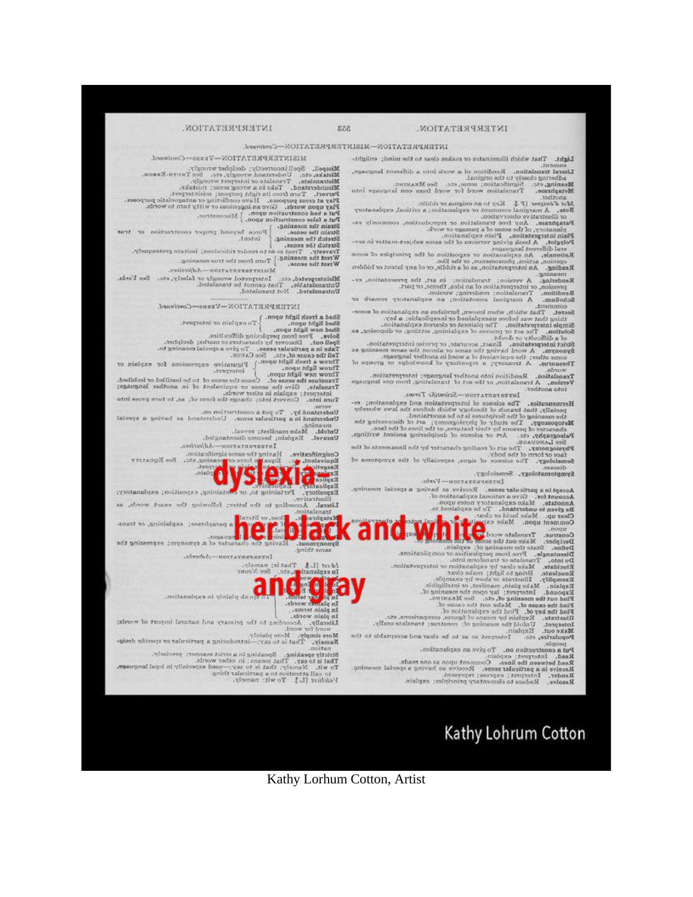dyslexia

her black and white

and gray

Kathy Lohrum Cotton

Kathy Lorhum Cotton, Artist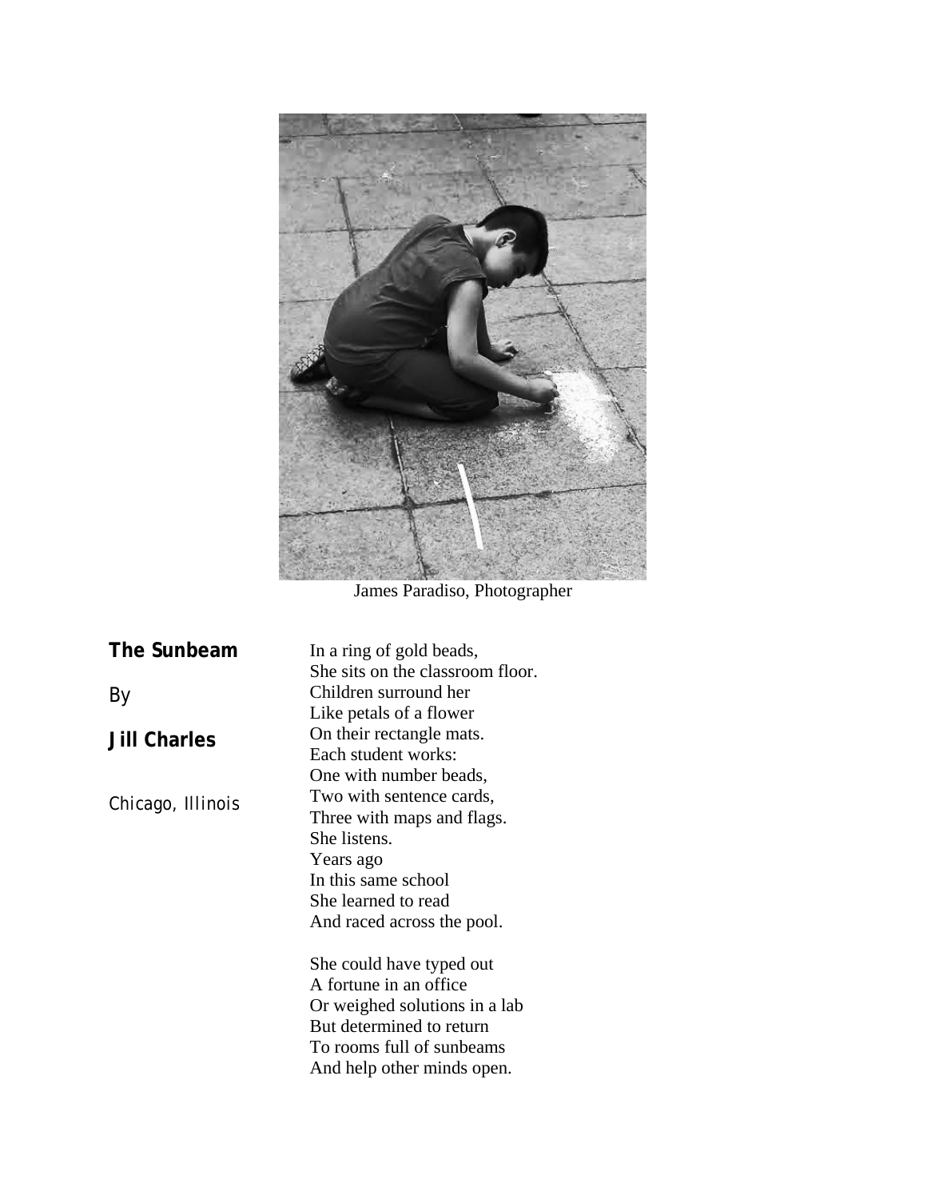James Paradiso, Photographer

## The Sunbeam

By

**Jill Charles**

*Chicago, Illinois*

In a ring of gold beads,
She sits on the classroom floor.
Children surround her
Like petals of a flower
On their rectangle mats.
Each student works:
One with number beads,
Two with sentence cards,
Three with maps and flags.
She listens.
Years ago
In this same school
She learned to read
And raced across the pool.

She could have typed out
A fortune in an office
Or weighed solutions in a lab
But determined to return
To rooms full of sunbeams
And help other minds open.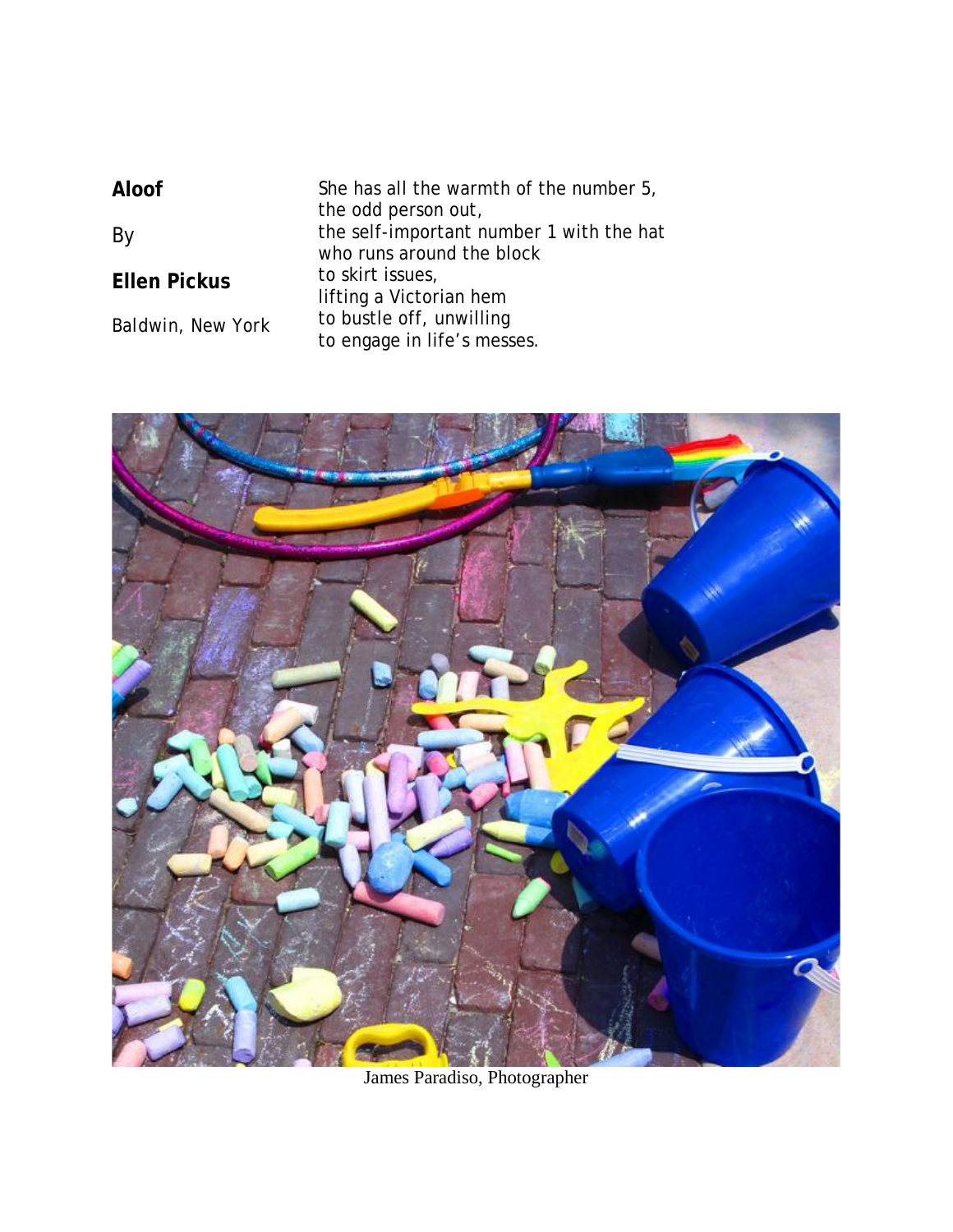## Aloof

By

**Ellen Pickus**

Baldwin, New York

She has all the warmth of the number 5,
the odd person out,
the self-important number 1 with the hat
who runs around the block
to skirt issues,
lifting a Victorian hem
to bustle off, unwilling
to engage in life's messes.

James Paradiso, Photographer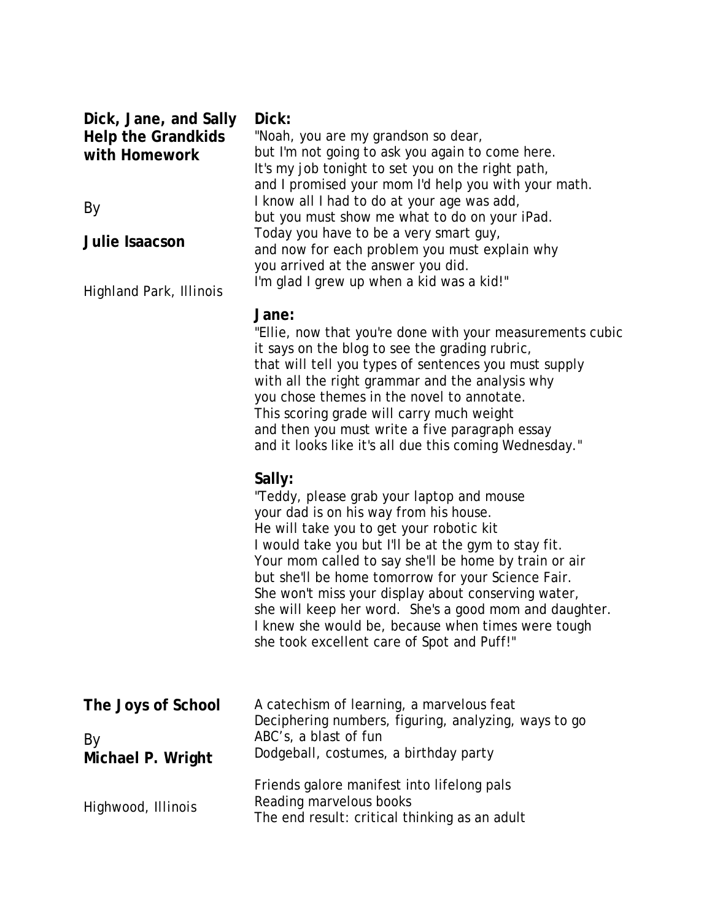## Dick, Jane, and Sally Help the Grandkids with Homework

By

**Julie Isaacson**

Highland Park, Illinois

**Dick:**

"Noah, you are my grandson so dear,
but I'm not going to ask you again to come here.
It's my job tonight to set you on the right path,
and I promised your mom I'd help you with your math.
I know all I had to do at your age was add,
but you must show me what to do on your iPad.
Today you have to be a very smart guy,
and now for each problem you must explain why
you arrived at the answer you did.
I'm glad I grew up when a kid was a kid!"

**Jane:**

"Ellie, now that you're done with your measurements cubic
it says on the blog to see the grading rubric,
that will tell you types of sentences you must supply
with all the right grammar and the analysis why
you chose themes in the novel to annotate.
This scoring grade will carry much weight
and then you must write a five paragraph essay
and it looks like it's all due this coming Wednesday."

**Sally:**

"Teddy, please grab your laptop and mouse
your dad is on his way from his house.
He will take you to get your robotic kit
I would take you but I'll be at the gym to stay fit.
Your mom called to say she'll be home by train or air
but she'll be home tomorrow for your Science Fair.
She won't miss your display about conserving water,
she will keep her word. She's a good mom and daughter.
I knew she would be, because when times were tough
she took excellent care of Spot and Puff!"

## The Joys of School

By
**Michael P. Wright**

Highwood, Illinois

A catechism of learning, a marvelous feat
Deciphering numbers, figuring, analyzing, ways to go
ABC's, a blast of fun
Dodgeball, costumes, a birthday party

Friends galore manifest into lifelong pals
Reading marvelous books
The end result: critical thinking as an adult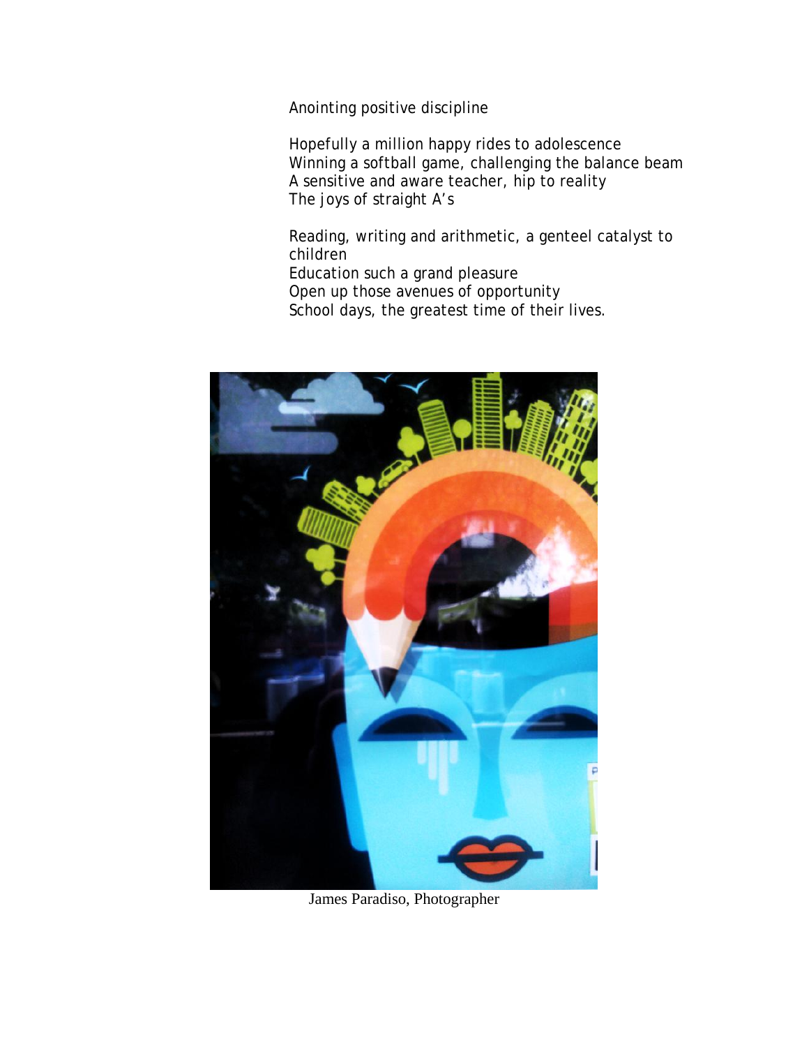Anointing positive discipline

Hopefully a million happy rides to adolescence
Winning a softball game, challenging the balance beam
A sensitive and aware teacher, hip to reality
The joys of straight A's

Reading, writing and arithmetic, a genteel catalyst to children
Education such a grand pleasure
Open up those avenues of opportunity
School days, the greatest time of their lives.

James Paradiso, Photographer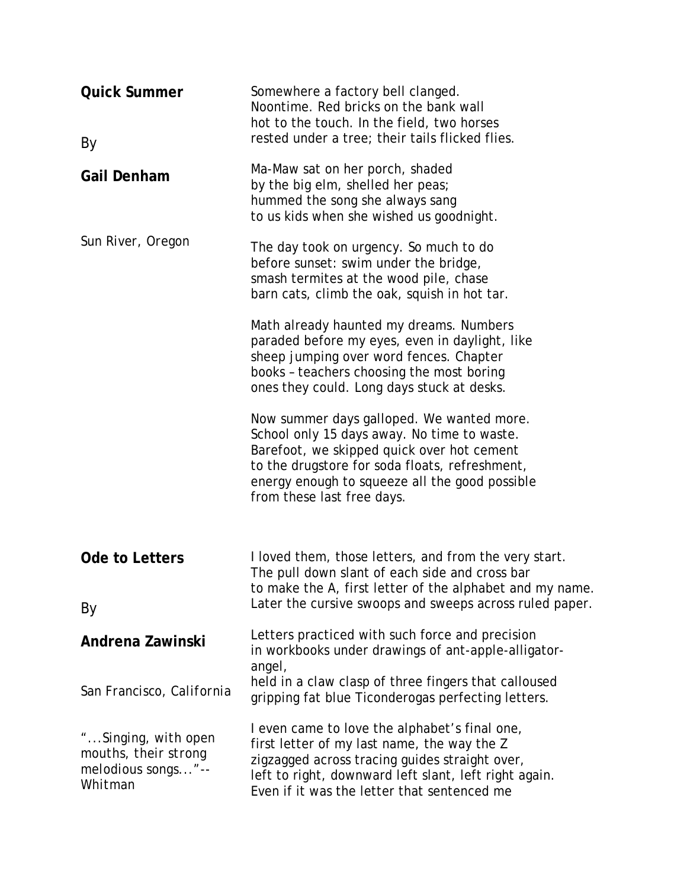## Quick Summer

By

**Gail Denham**

Sun River, Oregon

Somewhere a factory bell clanged.
Noontime. Red bricks on the bank wall
hot to the touch. In the field, two horses
rested under a tree; their tails flicked flies.

Ma-Maw sat on her porch, shaded
by the big elm, shelled her peas;
hummed the song she always sang
to us kids when she wished us goodnight.

The day took on urgency. So much to do
before sunset: swim under the bridge,
smash termites at the wood pile, chase
barn cats, climb the oak, squish in hot tar.

Math already haunted my dreams. Numbers
paraded before my eyes, even in daylight, like
sheep jumping over word fences. Chapter
books – teachers choosing the most boring
ones they could. Long days stuck at desks.

Now summer days galloped. We wanted more.
School only 15 days away. No time to waste.
Barefoot, we skipped quick over hot cement
to the drugstore for soda floats, refreshment,
energy enough to squeeze all the good possible
from these last free days.

## Ode to Letters

By

**Andrena Zawinski**

San Francisco, California

"...Singing, with open mouths, their strong melodious songs..."-- Whitman

I loved them, those letters, and from the very start.
The pull down slant of each side and cross bar
to make the A, first letter of the alphabet and my name.
Later the cursive swoops and sweeps across ruled paper.

Letters practiced with such force and precision
in workbooks under drawings of ant-apple-alligator-angel,
held in a claw clasp of three fingers that calloused
gripping fat blue Ticonderogas perfecting letters.

I even came to love the alphabet's final one,
first letter of my last name, the way the Z
zigzagged across tracing guides straight over,
left to right, downward left slant, left right again.
Even if it was the letter that sentenced me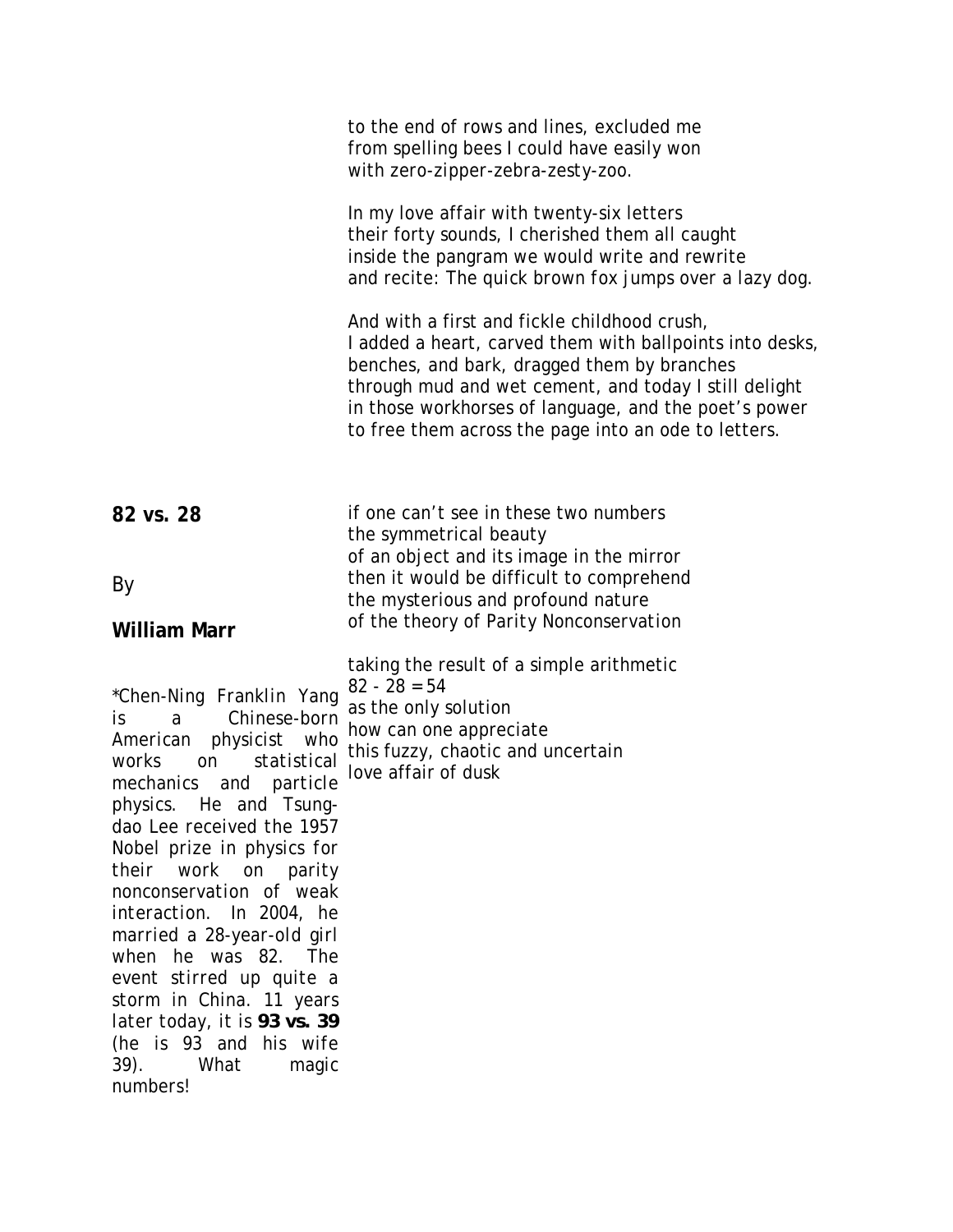to the end of rows and lines, excluded me
from spelling bees I could have easily won
with zero-zipper-zebra-zesty-zoo.

In my love affair with twenty-six letters
their forty sounds, I cherished them all caught
inside the pangram we would write and rewrite
and recite: The quick brown fox jumps over a lazy dog.

And with a first and fickle childhood crush,
I added a heart, carved them with ballpoints into desks,
benches, and bark, dragged them by branches
through mud and wet cement, and today I still delight
in those workhorses of language, and the poet's power
to free them across the page into an ode to letters.

## 82 vs. 28

By

**William Marr**

if one can't see in these two numbers
the symmetrical beauty
of an object and its image in the mirror
then it would be difficult to comprehend
the mysterious and profound nature
of the theory of Parity Nonconservation

taking the result of a simple arithmetic
82 - 28 = 54
as the only solution
how can one appreciate
this fuzzy, chaotic and uncertain
love affair of dusk

*Chen-Ning Franklin Yang is a Chinese-born American physicist who works on statistical mechanics and particle physics. He and Tsung-dao Lee received the 1957 Nobel prize in physics for their work on parity nonconservation of weak interaction. In 2004, he married a 28-year-old girl when he was 82. The event stirred up quite a storm in China. 11 years later today, it is **93 vs. 39** (he is 93 and his wife 39). What magic numbers!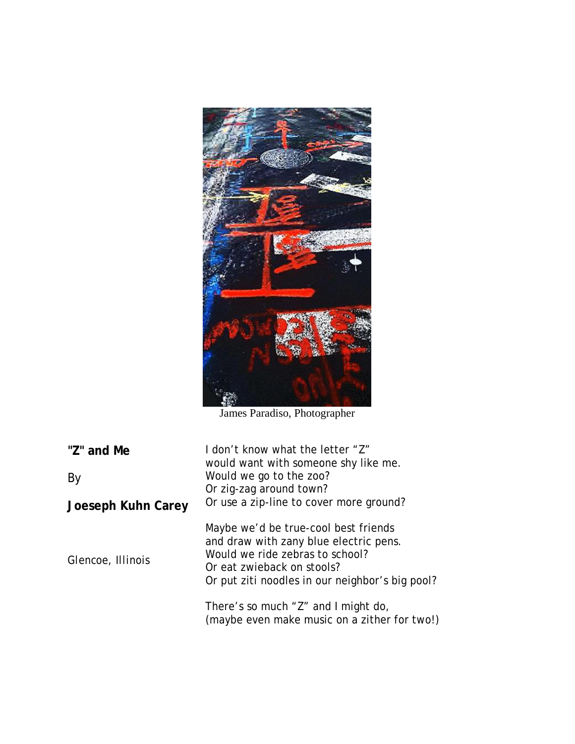James Paradiso, Photographer

**"Z" and Me**

By

**Joeseph Kuhn Carey**

Glencoe, Illinois

I don't know what the letter "Z"
would want with someone shy like me.
Would we go to the zoo?
Or zig-zag around town?
Or use a zip-line to cover more ground?

Maybe we'd be true-cool best friends
and draw with zany blue electric pens.
Would we ride zebras to school?
Or eat zwieback on stools?
Or put ziti noodles in our neighbor's big pool?

There's so much "Z" and I might do,
(maybe even make music on a zither for two!)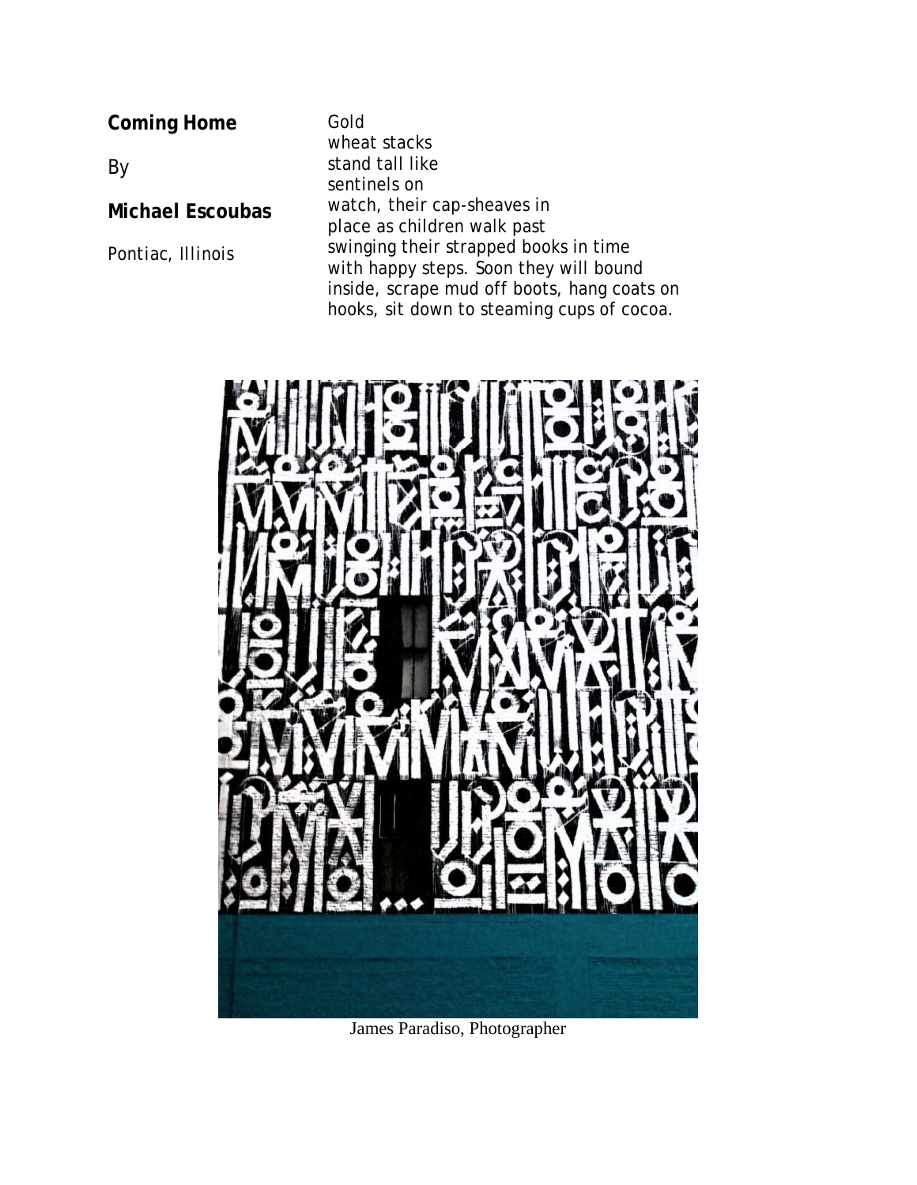## Coming Home

By

**Michael Escoubas**

*Pontiac, Illinois*

Gold
wheat stacks
stand tall like
sentinels on
watch, their cap-sheaves in
place as children walk past
swinging their strapped books in time
with happy steps. Soon they will bound
inside, scrape mud off boots, hang coats on
hooks, sit down to steaming cups of cocoa.

James Paradiso, Photographer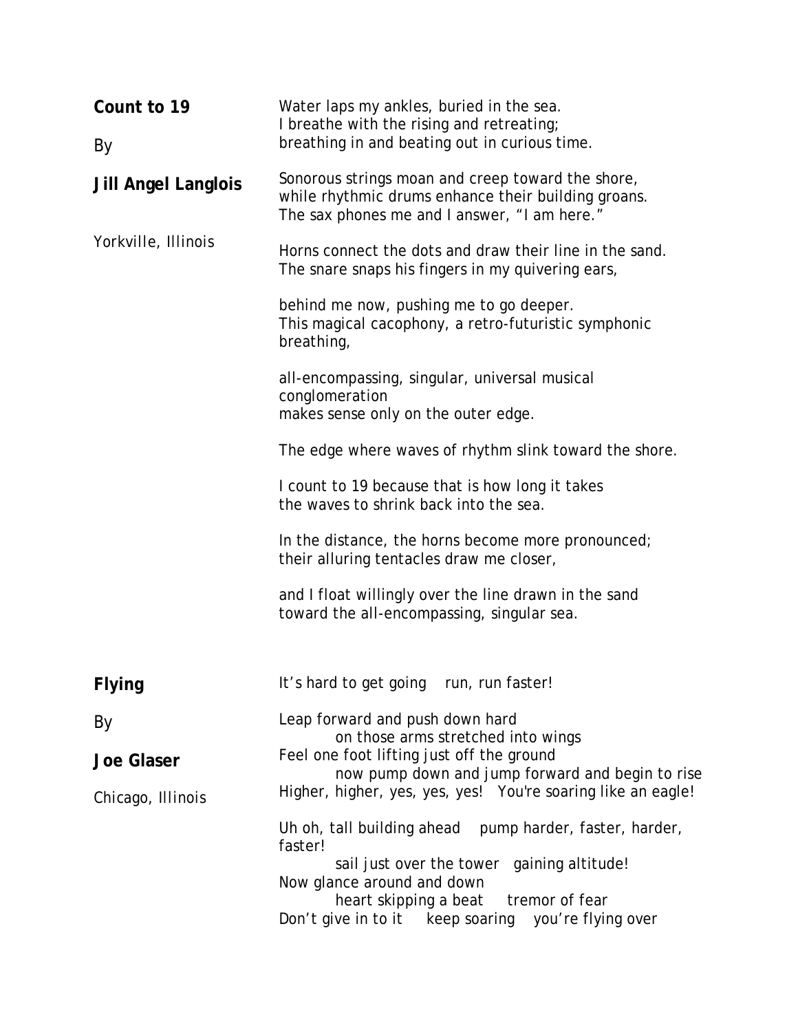## Count to 19

By

**Jill Angel Langlois**

*Yorkville, Illinois*

Water laps my ankles, buried in the sea.
I breathe with the rising and retreating;
breathing in and beating out in curious time.

Sonorous strings moan and creep toward the shore,
while rhythmic drums enhance their building groans.
The sax phones me and I answer, "I am here."

Horns connect the dots and draw their line in the sand.
The snare snaps his fingers in my quivering ears,

behind me now, pushing me to go deeper.
This magical cacophony, a retro-futuristic symphonic breathing,

all-encompassing, singular, universal musical conglomeration
makes sense only on the outer edge.

The edge where waves of rhythm slink toward the shore.

I count to 19 because that is how long it takes
the waves to shrink back into the sea.

In the distance, the horns become more pronounced;
their alluring tentacles draw me closer,

and I float willingly over the line drawn in the sand
toward the all-encompassing, singular sea.

## Flying

By

**Joe Glaser**

*Chicago, Illinois*

It's hard to get going   run, run faster!

Leap forward and push down hard
    on those arms stretched into wings
Feel one foot lifting just off the ground
    now pump down and jump forward and begin to rise
Higher, higher, yes, yes, yes!  You're soaring like an eagle!

Uh oh, tall building ahead   pump harder, faster, harder, faster!
    sail just over the tower   gaining altitude!
Now glance around and down
    heart skipping a beat   tremor of fear
Don't give in to it   keep soaring   you're flying over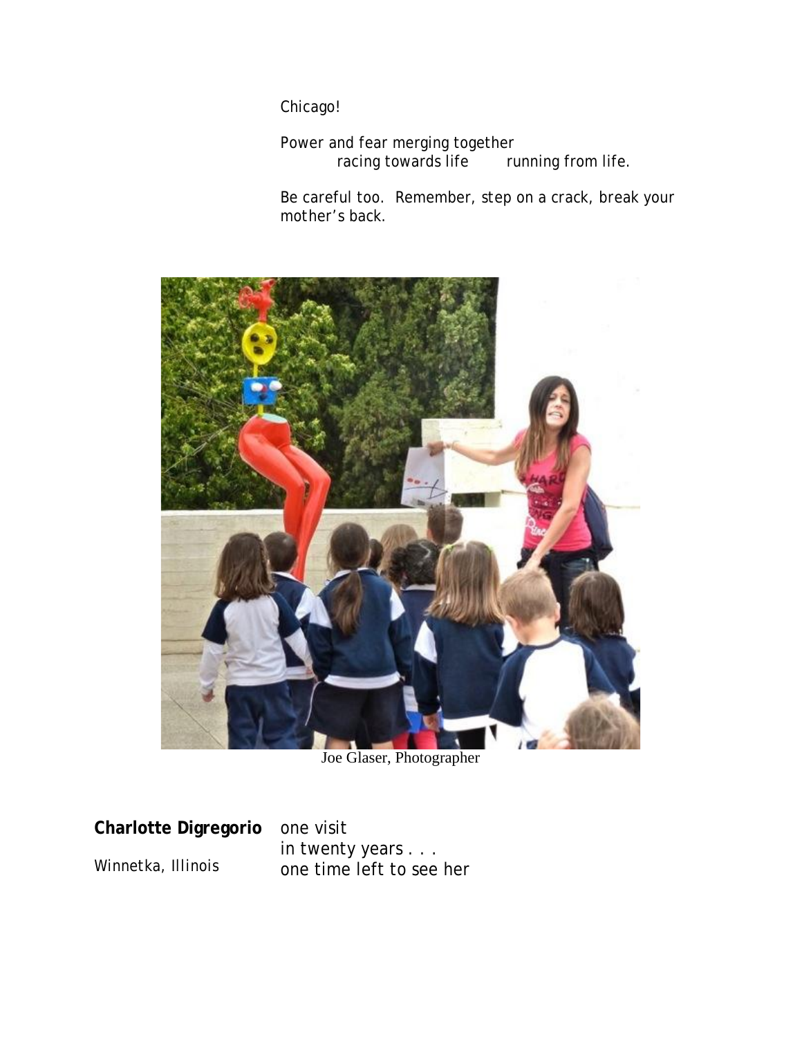Chicago!

Power and fear merging together
racing towards life        running from life.

Be careful too.  Remember, step on a crack, break your mother's back.

Joe Glaser, Photographer

**Charlotte Digregorio**

*Winnetka, Illinois*

one visit
in twenty years . . .
one time left to see her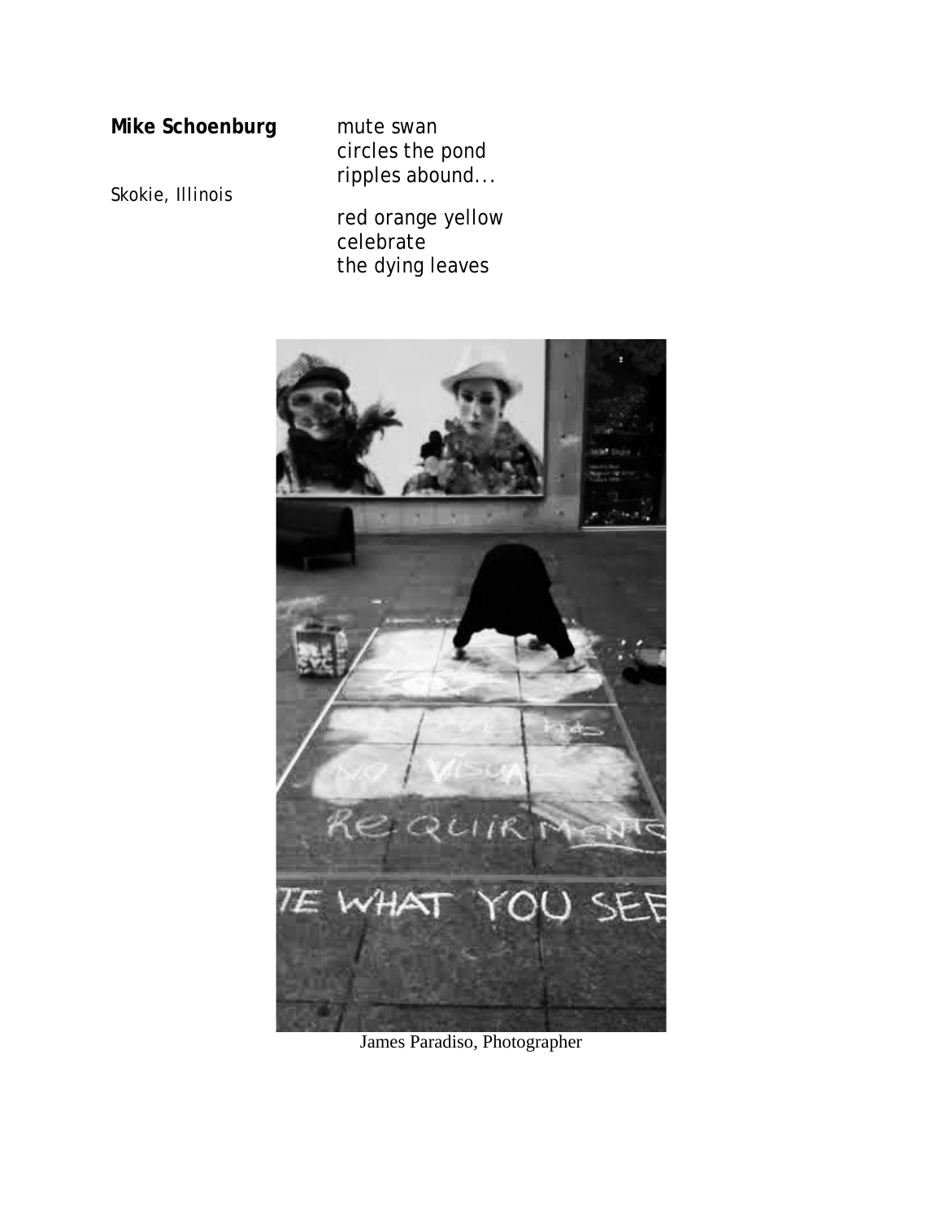**Mike Schoenburg**

*Skokie, Illinois*

mute swan
circles the pond
ripples abound...

red orange yellow
celebrate
the dying leaves

James Paradiso, Photographer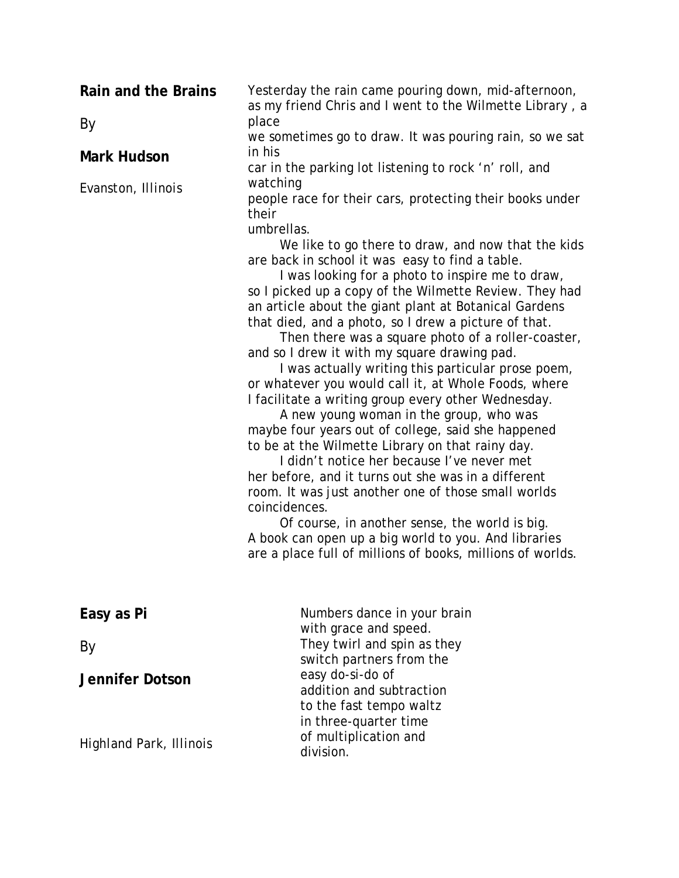## Rain and the Brains

By

**Mark Hudson**

*Evanston, Illinois*

Yesterday the rain came pouring down, mid-afternoon, as my friend Chris and I went to the Wilmette Library , a place
we sometimes go to draw. It was pouring rain, so we sat in his
car in the parking lot listening to rock 'n' roll, and watching
people race for their cars, protecting their books under their
umbrellas.

We like to go there to draw, and now that the kids are back in school it was easy to find a table.

I was looking for a photo to inspire me to draw, so I picked up a copy of the Wilmette Review. They had an article about the giant plant at Botanical Gardens that died, and a photo, so I drew a picture of that.

Then there was a square photo of a roller-coaster, and so I drew it with my square drawing pad.

I was actually writing this particular prose poem, or whatever you would call it, at Whole Foods, where I facilitate a writing group every other Wednesday.

A new young woman in the group, who was maybe four years out of college, said she happened to be at the Wilmette Library on that rainy day.

I didn't notice her because I've never met her before, and it turns out she was in a different room. It was just another one of those small worlds coincidences.

Of course, in another sense, the world is big. A book can open up a big world to you. And libraries are a place full of millions of books, millions of worlds.

## Easy as Pi

By

**Jennifer Dotson**

*Highland Park, Illinois*

Numbers dance in your brain
with grace and speed.
They twirl and spin as they
switch partners from the
easy do-si-do of
addition and subtraction
to the fast tempo waltz
in three-quarter time
of multiplication and
division.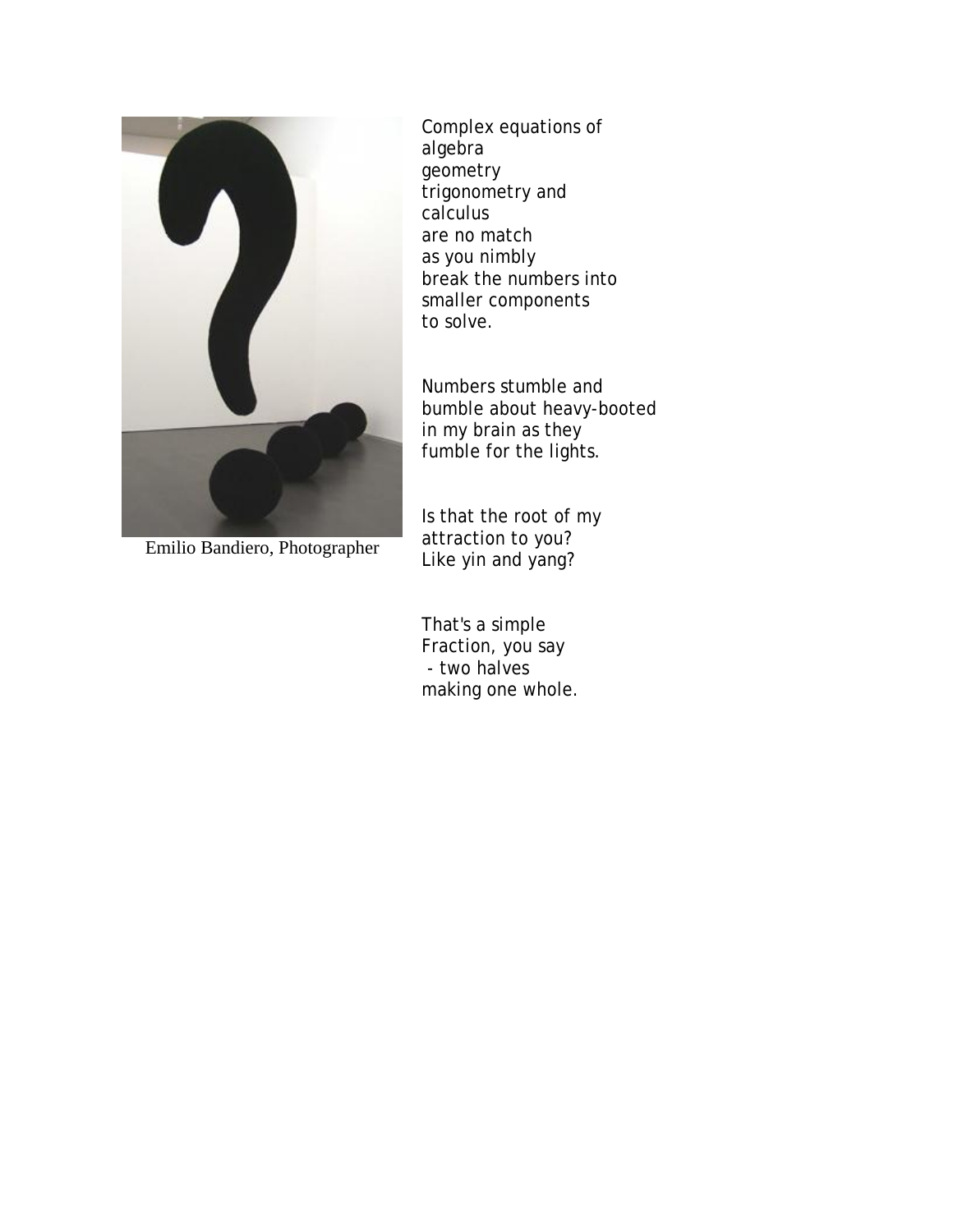Emilio Bandiero, Photographer

Complex equations of  
algebra  
geometry  
trigonometry and  
calculus  
are no match  
as you nimbly  
break the numbers into  
smaller components  
to solve.

Numbers stumble and  
bumble about heavy-booted  
in my brain as they  
fumble for the lights.

Is that the root of my  
attraction to you?  
Like yin and yang?

That's a simple  
Fraction, you say  
 - two halves  
making one whole.